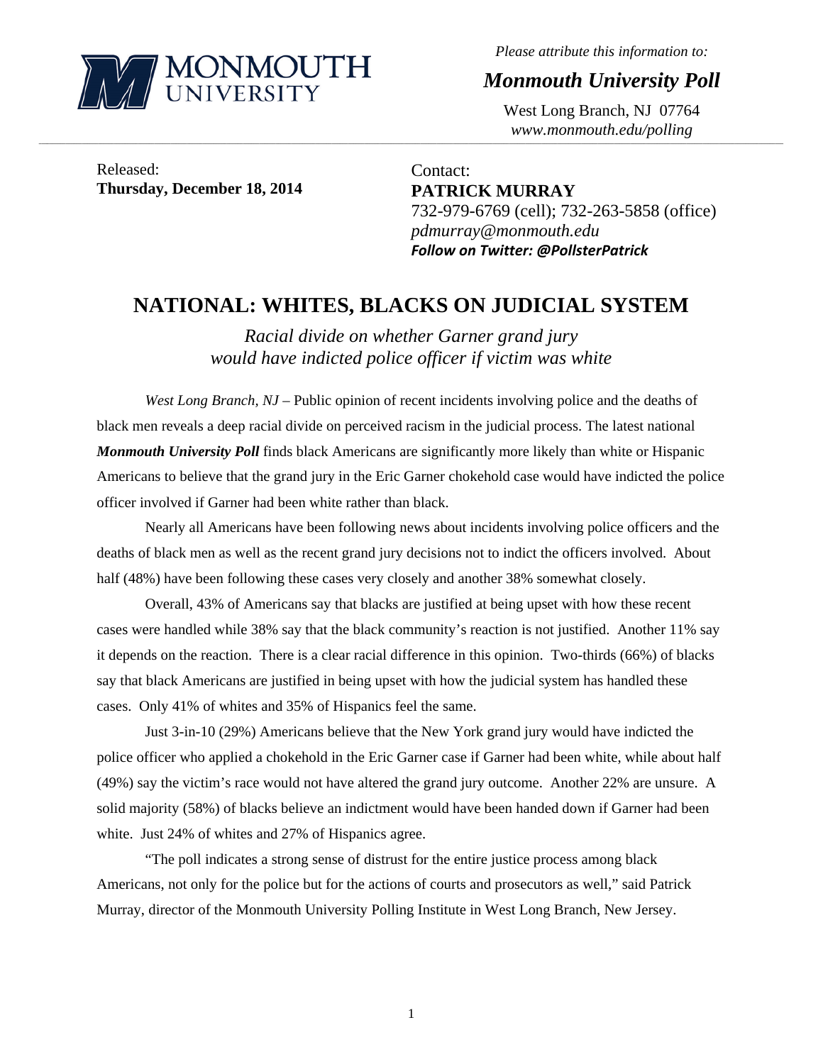MONMOUTH UNIVERSITY

*Please attribute this information to:*

***Monmouth University Poll***

West Long Branch, NJ 07764
*www.monmouth.edu/polling*

Released:
**Thursday, December 18, 2014**

Contact:
**PATRICK MURRAY**
732-979-6769 (cell); 732-263-5858 (office)
*pdmurray@monmouth.edu*
***Follow on Twitter: @PollsterPatrick***

# NATIONAL: WHITES, BLACKS ON JUDICIAL SYSTEM

*Racial divide on whether Garner grand jury would have indicted police officer if victim was white*

*West Long Branch, NJ* – Public opinion of recent incidents involving police and the deaths of black men reveals a deep racial divide on perceived racism in the judicial process. The latest national ***Monmouth University Poll*** finds black Americans are significantly more likely than white or Hispanic Americans to believe that the grand jury in the Eric Garner chokehold case would have indicted the police officer involved if Garner had been white rather than black.

Nearly all Americans have been following news about incidents involving police officers and the deaths of black men as well as the recent grand jury decisions not to indict the officers involved. About half (48%) have been following these cases very closely and another 38% somewhat closely.

Overall, 43% of Americans say that blacks are justified at being upset with how these recent cases were handled while 38% say that the black community's reaction is not justified. Another 11% say it depends on the reaction. There is a clear racial difference in this opinion. Two-thirds (66%) of blacks say that black Americans are justified in being upset with how the judicial system has handled these cases. Only 41% of whites and 35% of Hispanics feel the same.

Just 3-in-10 (29%) Americans believe that the New York grand jury would have indicted the police officer who applied a chokehold in the Eric Garner case if Garner had been white, while about half (49%) say the victim's race would not have altered the grand jury outcome. Another 22% are unsure. A solid majority (58%) of blacks believe an indictment would have been handed down if Garner had been white. Just 24% of whites and 27% of Hispanics agree.

"The poll indicates a strong sense of distrust for the entire justice process among black Americans, not only for the police but for the actions of courts and prosecutors as well," said Patrick Murray, director of the Monmouth University Polling Institute in West Long Branch, New Jersey.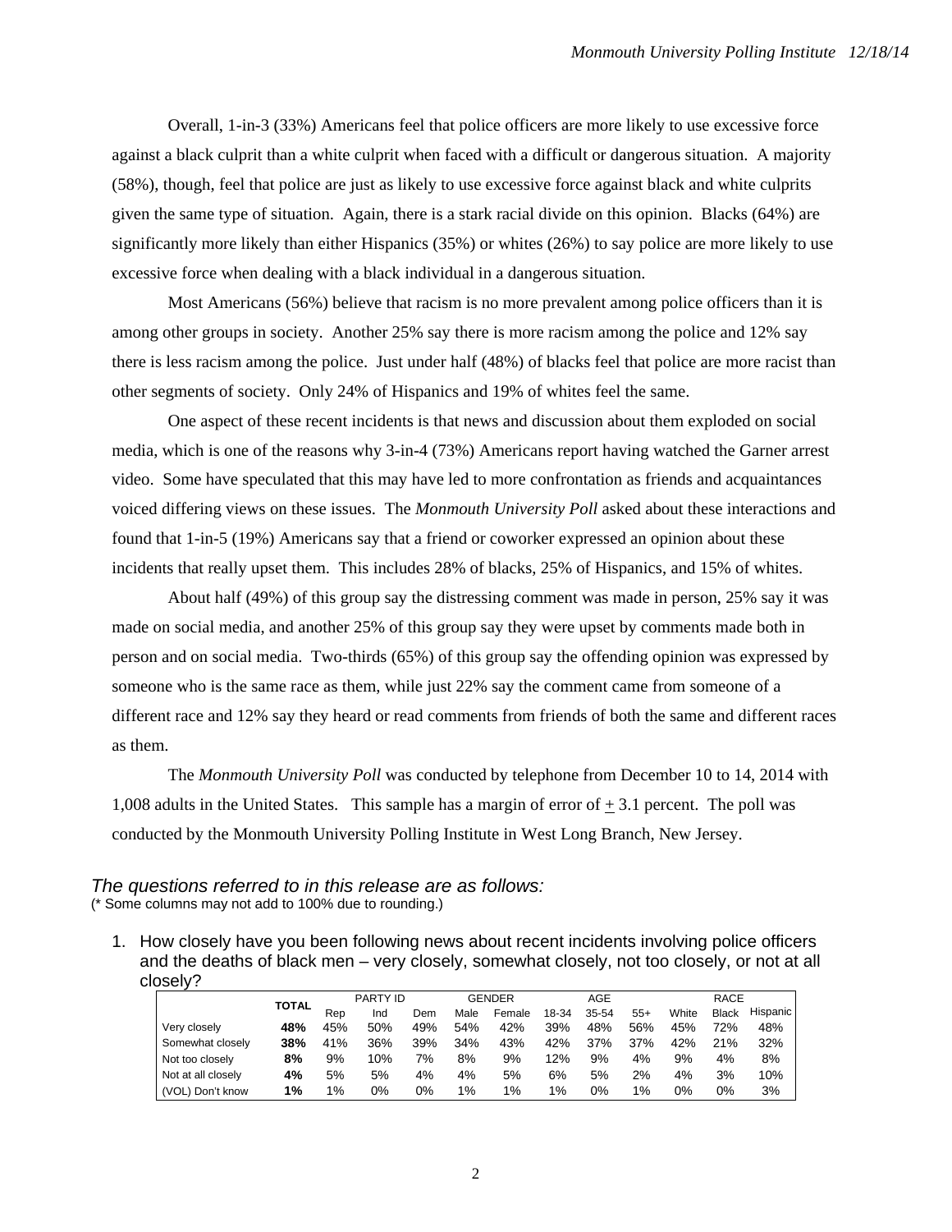Overall, 1-in-3 (33%) Americans feel that police officers are more likely to use excessive force against a black culprit than a white culprit when faced with a difficult or dangerous situation. A majority (58%), though, feel that police are just as likely to use excessive force against black and white culprits given the same type of situation. Again, there is a stark racial divide on this opinion. Blacks (64%) are significantly more likely than either Hispanics (35%) or whites (26%) to say police are more likely to use excessive force when dealing with a black individual in a dangerous situation.

Most Americans (56%) believe that racism is no more prevalent among police officers than it is among other groups in society. Another 25% say there is more racism among the police and 12% say there is less racism among the police. Just under half (48%) of blacks feel that police are more racist than other segments of society. Only 24% of Hispanics and 19% of whites feel the same.

One aspect of these recent incidents is that news and discussion about them exploded on social media, which is one of the reasons why 3-in-4 (73%) Americans report having watched the Garner arrest video. Some have speculated that this may have led to more confrontation as friends and acquaintances voiced differing views on these issues. The *Monmouth University Poll* asked about these interactions and found that 1-in-5 (19%) Americans say that a friend or coworker expressed an opinion about these incidents that really upset them. This includes 28% of blacks, 25% of Hispanics, and 15% of whites.

About half (49%) of this group say the distressing comment was made in person, 25% say it was made on social media, and another 25% of this group say they were upset by comments made both in person and on social media. Two-thirds (65%) of this group say the offending opinion was expressed by someone who is the same race as them, while just 22% say the comment came from someone of a different race and 12% say they heard or read comments from friends of both the same and different races as them.

The *Monmouth University Poll* was conducted by telephone from December 10 to 14, 2014 with 1,008 adults in the United States. This sample has a margin of error of ± 3.1 percent. The poll was conducted by the Monmouth University Polling Institute in West Long Branch, New Jersey.

*The questions referred to in this release are as follows:*

(* Some columns may not add to 100% due to rounding.)

1. How closely have you been following news about recent incidents involving police officers and the deaths of black men – very closely, somewhat closely, not too closely, or not at all closely?

| | TOTAL | PARTY ID | | | GENDER | | AGE | | | RACE | | |
|---|---|---|---|---|---|---|---|---|---|---|---|---|
| | | Rep | Ind | Dem | Male | Female | 18-34 | 35-54 | 55+ | White | Black | Hispanic |
| Very closely | **48%** | 45% | 50% | 49% | 54% | 42% | 39% | 48% | 56% | 45% | 72% | 48% |
| Somewhat closely | **38%** | 41% | 36% | 39% | 34% | 43% | 42% | 37% | 37% | 42% | 21% | 32% |
| Not too closely | **8%** | 9% | 10% | 7% | 8% | 9% | 12% | 9% | 4% | 9% | 4% | 8% |
| Not at all closely | **4%** | 5% | 5% | 4% | 4% | 5% | 6% | 5% | 2% | 4% | 3% | 10% |
| (VOL) Don't know | **1%** | 1% | 0% | 0% | 1% | 1% | 1% | 0% | 1% | 0% | 0% | 3% |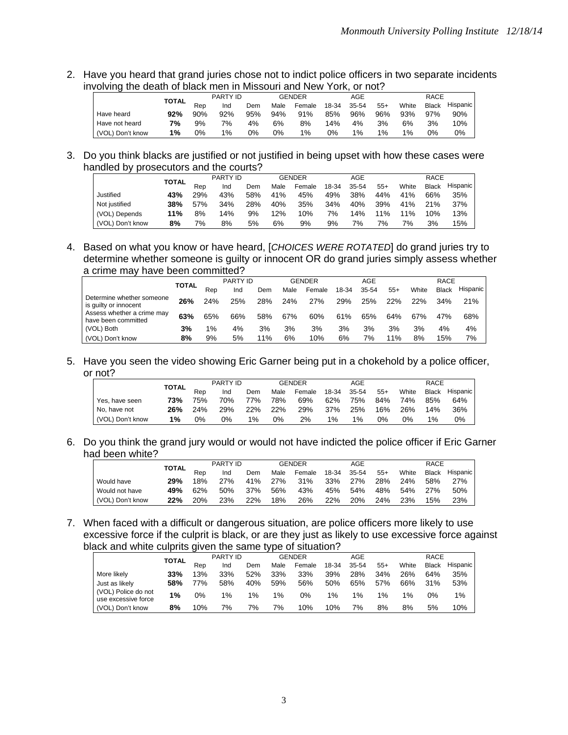2. Have you heard that grand juries chose not to indict police officers in two separate incidents involving the death of black men in Missouri and New York, or not?

| | TOTAL | PARTY ID | | | GENDER | | AGE | | | RACE | | |
|---|---|---|---|---|---|---|---|---|---|---|---|---|
| | | Rep | Ind | Dem | Male | Female | 18-34 | 35-54 | 55+ | White | Black | Hispanic |
| Have heard | **92%** | 90% | 92% | 95% | 94% | 91% | 85% | 96% | 96% | 93% | 97% | 90% |
| Have not heard | **7%** | 9% | 7% | 4% | 6% | 8% | 14% | 4% | 3% | 6% | 3% | 10% |
| (VOL) Don't know | **1%** | 0% | 1% | 0% | 0% | 1% | 0% | 1% | 1% | 1% | 0% | 0% |

3. Do you think blacks are justified or not justified in being upset with how these cases were handled by prosecutors and the courts?

| | TOTAL | PARTY ID | | | GENDER | | AGE | | | RACE | | |
|---|---|---|---|---|---|---|---|---|---|---|---|---|
| | | Rep | Ind | Dem | Male | Female | 18-34 | 35-54 | 55+ | White | Black | Hispanic |
| Justified | **43%** | 29% | 43% | 58% | 41% | 45% | 49% | 38% | 44% | 41% | 66% | 35% |
| Not justified | **38%** | 57% | 34% | 28% | 40% | 35% | 34% | 40% | 39% | 41% | 21% | 37% |
| (VOL) Depends | **11%** | 8% | 14% | 9% | 12% | 10% | 7% | 14% | 11% | 11% | 10% | 13% |
| (VOL) Don't know | **8%** | 7% | 8% | 5% | 6% | 9% | 9% | 7% | 7% | 7% | 3% | 15% |

4. Based on what you know or have heard, [*CHOICES WERE ROTATED*] do grand juries try to determine whether someone is guilty or innocent OR do grand juries simply assess whether a crime may have been committed?

| | TOTAL | PARTY ID | | | GENDER | | AGE | | | RACE | | |
|---|---|---|---|---|---|---|---|---|---|---|---|---|
| | | Rep | Ind | Dem | Male | Female | 18-34 | 35-54 | 55+ | White | Black | Hispanic |
| Determine whether someone is guilty or innocent | **26%** | 24% | 25% | 28% | 24% | 27% | 29% | 25% | 22% | 22% | 34% | 21% |
| Assess whether a crime may have been committed | **63%** | 65% | 66% | 58% | 67% | 60% | 61% | 65% | 64% | 67% | 47% | 68% |
| (VOL) Both | **3%** | 1% | 4% | 3% | 3% | 3% | 3% | 3% | 3% | 3% | 4% | 4% |
| (VOL) Don't know | **8%** | 9% | 5% | 11% | 6% | 10% | 6% | 7% | 11% | 8% | 15% | 7% |

5. Have you seen the video showing Eric Garner being put in a chokehold by a police officer, or not?

| | TOTAL | PARTY ID | | | GENDER | | AGE | | | RACE | | |
|---|---|---|---|---|---|---|---|---|---|---|---|---|
| | | Rep | Ind | Dem | Male | Female | 18-34 | 35-54 | 55+ | White | Black | Hispanic |
| Yes, have seen | **73%** | 75% | 70% | 77% | 78% | 69% | 62% | 75% | 84% | 74% | 85% | 64% |
| No, have not | **26%** | 24% | 29% | 22% | 22% | 29% | 37% | 25% | 16% | 26% | 14% | 36% |
| (VOL) Don't know | **1%** | 0% | 0% | 1% | 0% | 2% | 1% | 1% | 0% | 0% | 1% | 0% |

6. Do you think the grand jury would or would not have indicted the police officer if Eric Garner had been white?

| | TOTAL | PARTY ID | | | GENDER | | AGE | | | RACE | | |
|---|---|---|---|---|---|---|---|---|---|---|---|---|
| | | Rep | Ind | Dem | Male | Female | 18-34 | 35-54 | 55+ | White | Black | Hispanic |
| Would have | **29%** | 18% | 27% | 41% | 27% | 31% | 33% | 27% | 28% | 24% | 58% | 27% |
| Would not have | **49%** | 62% | 50% | 37% | 56% | 43% | 45% | 54% | 48% | 54% | 27% | 50% |
| (VOL) Don't know | **22%** | 20% | 23% | 22% | 18% | 26% | 22% | 20% | 24% | 23% | 15% | 23% |

7. When faced with a difficult or dangerous situation, are police officers more likely to use excessive force if the culprit is black, or are they just as likely to use excessive force against black and white culprits given the same type of situation?

| | TOTAL | PARTY ID | | | GENDER | | AGE | | | RACE | | |
|---|---|---|---|---|---|---|---|---|---|---|---|---|
| | | Rep | Ind | Dem | Male | Female | 18-34 | 35-54 | 55+ | White | Black | Hispanic |
| More likely | **33%** | 13% | 33% | 52% | 33% | 33% | 39% | 28% | 34% | 26% | 64% | 35% |
| Just as likely | **58%** | 77% | 58% | 40% | 59% | 56% | 50% | 65% | 57% | 66% | 31% | 53% |
| (VOL) Police do not use excessive force | **1%** | 0% | 1% | 1% | 1% | 0% | 1% | 1% | 1% | 1% | 0% | 1% |
| (VOL) Don't know | **8%** | 10% | 7% | 7% | 7% | 10% | 10% | 7% | 8% | 8% | 5% | 10% |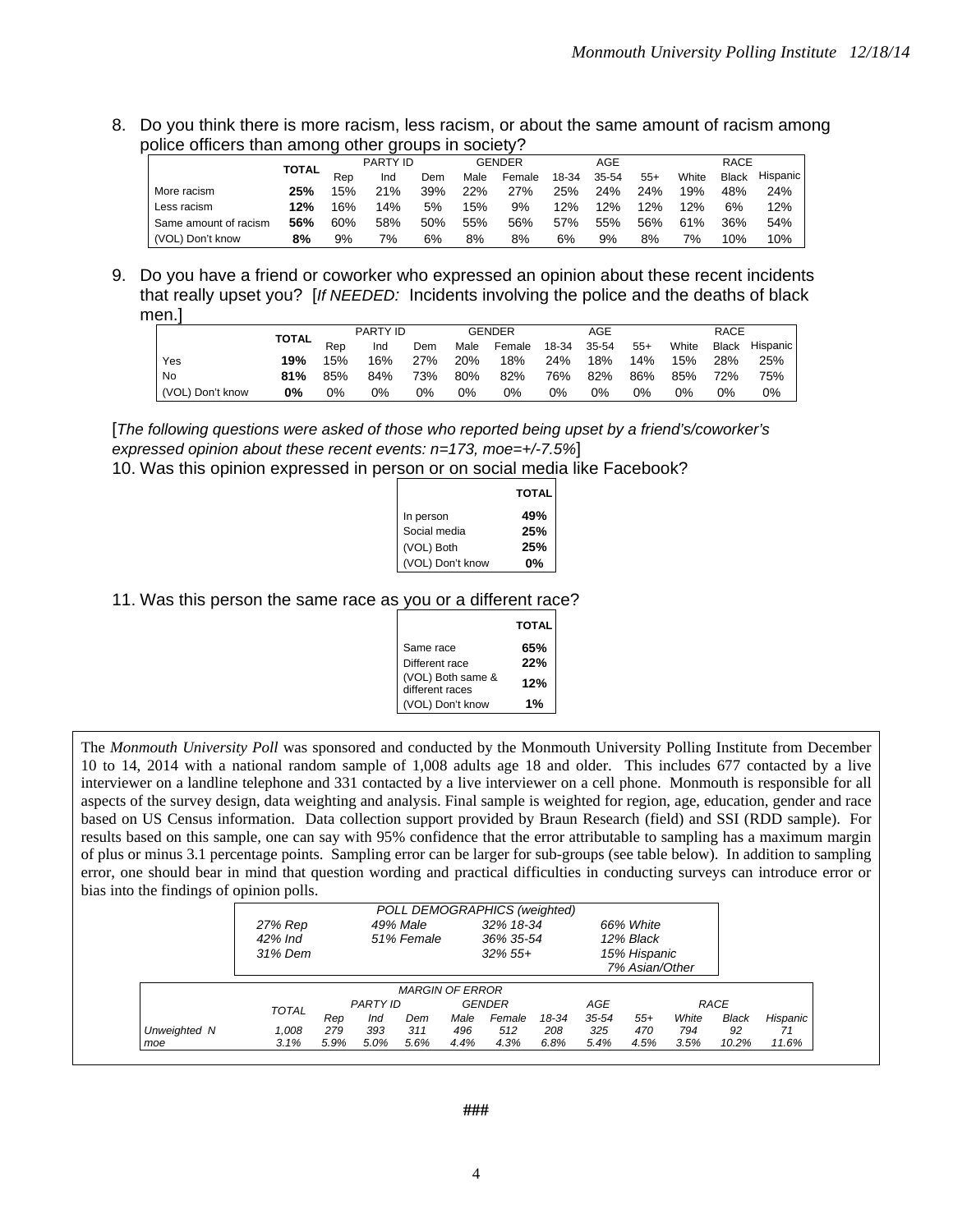8. Do you think there is more racism, less racism, or about the same amount of racism among police officers than among other groups in society?

| | TOTAL | PARTY ID | | | GENDER | | AGE | | | RACE | | |
|---|---|---|---|---|---|---|---|---|---|---|---|---|
| | | Rep | Ind | Dem | Male | Female | 18-34 | 35-54 | 55+ | White | Black | Hispanic |
| More racism | **25%** | 15% | 21% | 39% | 22% | 27% | 25% | 24% | 24% | 19% | 48% | 24% |
| Less racism | **12%** | 16% | 14% | 5% | 15% | 9% | 12% | 12% | 12% | 12% | 6% | 12% |
| Same amount of racism | **56%** | 60% | 58% | 50% | 55% | 56% | 57% | 55% | 56% | 61% | 36% | 54% |
| (VOL) Don't know | **8%** | 9% | 7% | 6% | 8% | 8% | 6% | 9% | 8% | 7% | 10% | 10% |

9. Do you have a friend or coworker who expressed an opinion about these recent incidents that really upset you? [*If NEEDED:* Incidents involving the police and the deaths of black men.]

| | TOTAL | PARTY ID | | | GENDER | | AGE | | | RACE | | |
|---|---|---|---|---|---|---|---|---|---|---|---|---|
| | | Rep | Ind | Dem | Male | Female | 18-34 | 35-54 | 55+ | White | Black | Hispanic |
| Yes | **19%** | 15% | 16% | 27% | 20% | 18% | 24% | 18% | 14% | 15% | 28% | 25% |
| No | **81%** | 85% | 84% | 73% | 80% | 82% | 76% | 82% | 86% | 85% | 72% | 75% |
| (VOL) Don't know | **0%** | 0% | 0% | 0% | 0% | 0% | 0% | 0% | 0% | 0% | 0% | 0% |

[*The following questions were asked of those who reported being upset by a friend's/coworker's expressed opinion about these recent events: n=173, moe=+/-7.5%*]

10. Was this opinion expressed in person or on social media like Facebook?

| | TOTAL |
|---|---|
| In person | **49%** |
| Social media | **25%** |
| (VOL) Both | **25%** |
| (VOL) Don't know | **0%** |

11. Was this person the same race as you or a different race?

| | TOTAL |
|---|---|
| Same race | **65%** |
| Different race | **22%** |
| (VOL) Both same & different races | **12%** |
| (VOL) Don't know | **1%** |

The *Monmouth University Poll* was sponsored and conducted by the Monmouth University Polling Institute from December 10 to 14, 2014 with a national random sample of 1,008 adults age 18 and older. This includes 677 contacted by a live interviewer on a landline telephone and 331 contacted by a live interviewer on a cell phone. Monmouth is responsible for all aspects of the survey design, data weighting and analysis. Final sample is weighted for region, age, education, gender and race based on US Census information. Data collection support provided by Braun Research (field) and SSI (RDD sample). For results based on this sample, one can say with 95% confidence that the error attributable to sampling has a maximum margin of plus or minus 3.1 percentage points. Sampling error can be larger for sub-groups (see table below). In addition to sampling error, one should bear in mind that question wording and practical difficulties in conducting surveys can introduce error or bias into the findings of opinion polls.

*POLL DEMOGRAPHICS (weighted)*

| | | | |
|---|---|---|---|
| *27% Rep* | *49% Male* | *32% 18-34* | *66% White* |
| *42% Ind* | *51% Female* | *36% 35-54* | *12% Black* |
| *31% Dem* | | *32% 55+* | *15% Hispanic* |
| | | | *7% Asian/Other* |

*MARGIN OF ERROR*

| | *TOTAL* | *PARTY ID* | | | *GENDER* | | *AGE* | | | *RACE* | | |
|---|---|---|---|---|---|---|---|---|---|---|---|---|
| | | *Rep* | *Ind* | *Dem* | *Male* | *Female* | *18-34* | *35-54* | *55+* | *White* | *Black* | *Hispanic* |
| *Unweighted N* | *1,008* | *279* | *393* | *311* | *496* | *512* | *208* | *325* | *470* | *794* | *92* | *71* |
| *moe* | *3.1%* | *5.9%* | *5.0%* | *5.6%* | *4.4%* | *4.3%* | *6.8%* | *5.4%* | *4.5%* | *3.5%* | *10.2%* | *11.6%* |

###